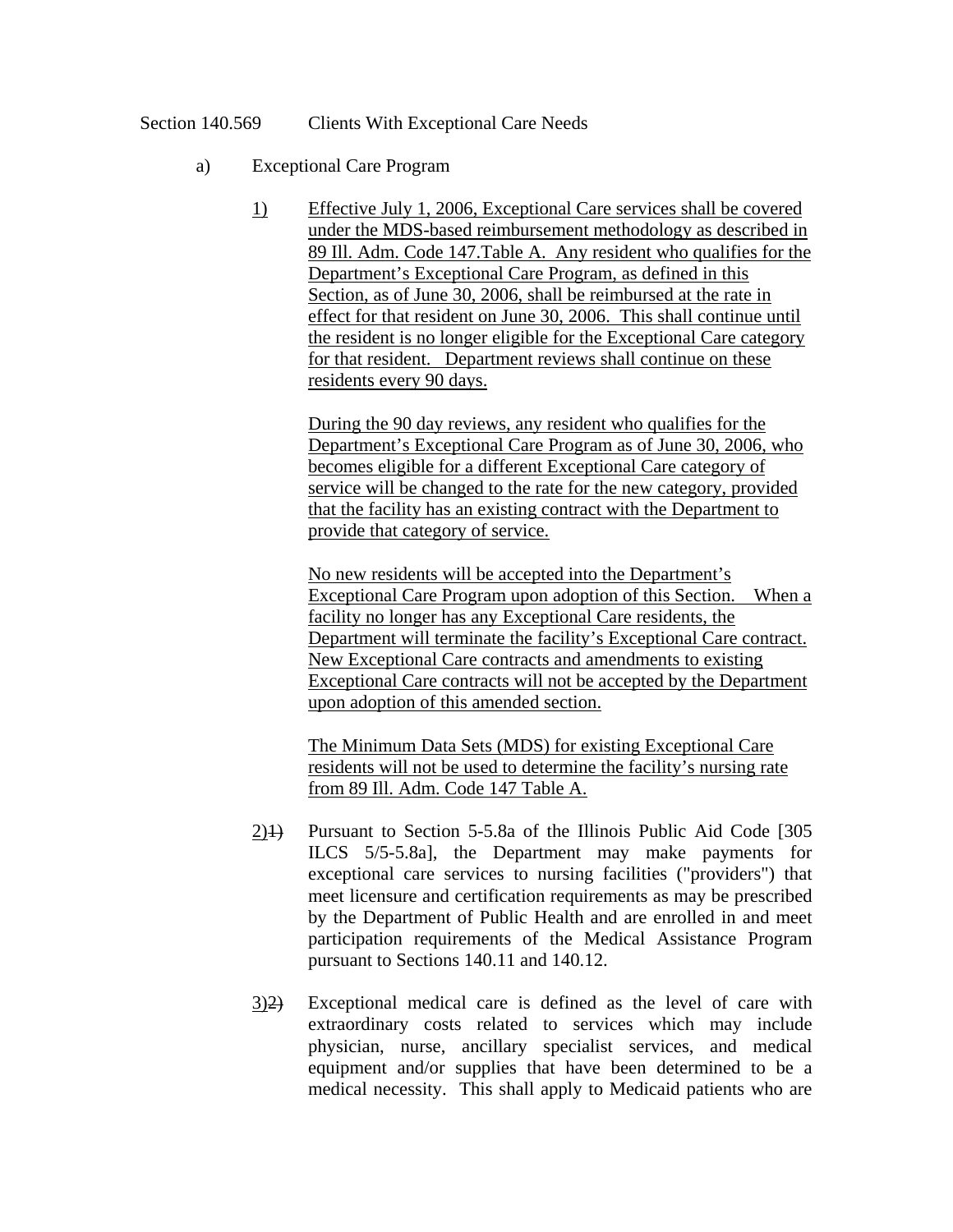Section 140.569 Clients With Exceptional Care Needs

a) Exceptional Care Program

1) Effective July 1, 2006, Exceptional Care services shall be covered under the MDS-based reimbursement methodology as described in 89 Ill. Adm. Code 147.Table A. Any resident who qualifies for the Department's Exceptional Care Program, as defined in this Section, as of June 30, 2006, shall be reimbursed at the rate in effect for that resident on June 30, 2006. This shall continue until the resident is no longer eligible for the Exceptional Care category for that resident. Department reviews shall continue on these residents every 90 days.

During the 90 day reviews, any resident who qualifies for the Department's Exceptional Care Program as of June 30, 2006, who becomes eligible for a different Exceptional Care category of service will be changed to the rate for the new category, provided that the facility has an existing contract with the Department to provide that category of service.

No new residents will be accepted into the Department's Exceptional Care Program upon adoption of this Section. When a facility no longer has any Exceptional Care residents, the Department will terminate the facility's Exceptional Care contract. New Exceptional Care contracts and amendments to existing Exceptional Care contracts will not be accepted by the Department upon adoption of this amended section.

The Minimum Data Sets (MDS) for existing Exceptional Care residents will not be used to determine the facility's nursing rate from 89 Ill. Adm. Code 147 Table A.

2)~~1)~~ Pursuant to Section 5-5.8a of the Illinois Public Aid Code [305 ILCS 5/5-5.8a], the Department may make payments for exceptional care services to nursing facilities ("providers") that meet licensure and certification requirements as may be prescribed by the Department of Public Health and are enrolled in and meet participation requirements of the Medical Assistance Program pursuant to Sections 140.11 and 140.12.

3)~~2)~~ Exceptional medical care is defined as the level of care with extraordinary costs related to services which may include physician, nurse, ancillary specialist services, and medical equipment and/or supplies that have been determined to be a medical necessity. This shall apply to Medicaid patients who are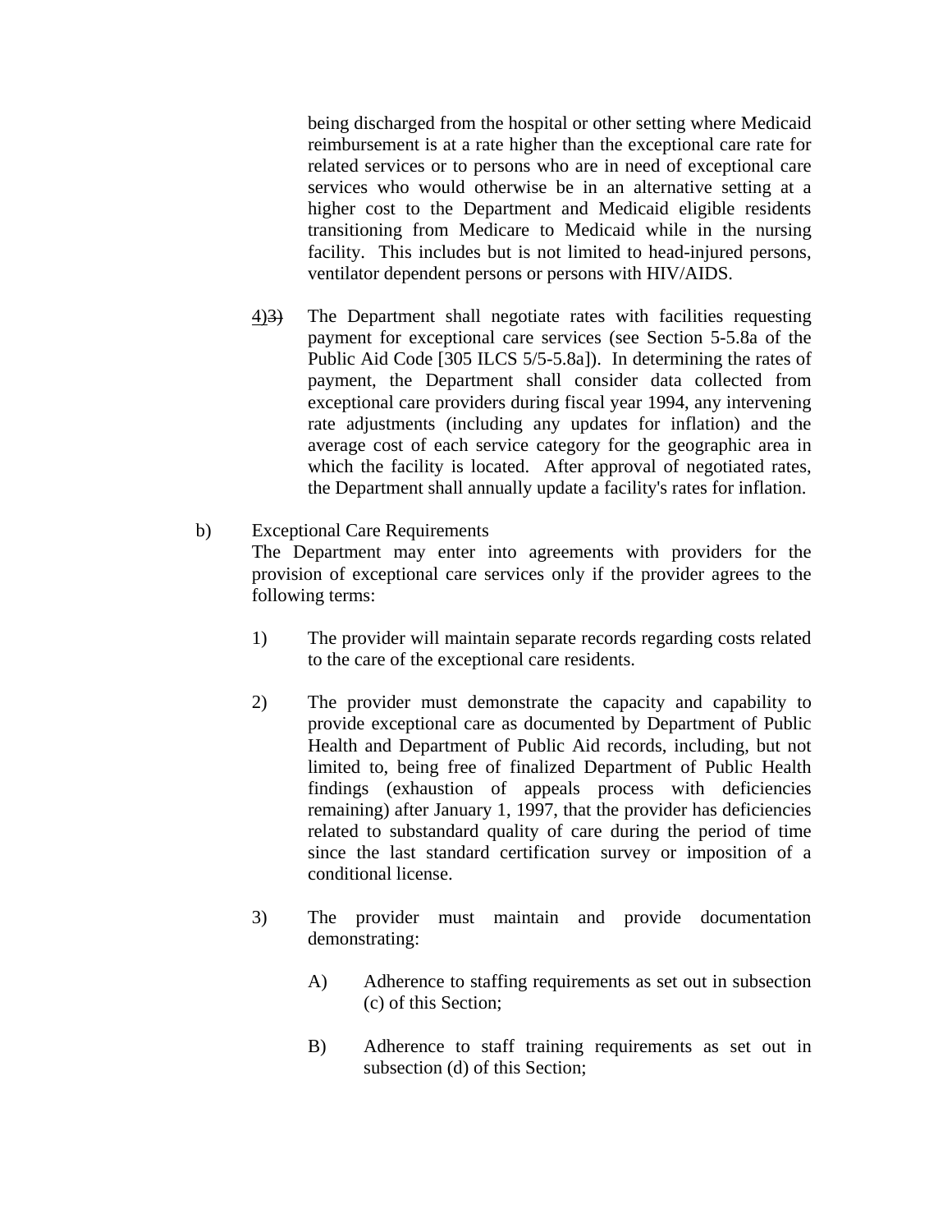being discharged from the hospital or other setting where Medicaid reimbursement is at a rate higher than the exceptional care rate for related services or to persons who are in need of exceptional care services who would otherwise be in an alternative setting at a higher cost to the Department and Medicaid eligible residents transitioning from Medicare to Medicaid while in the nursing facility. This includes but is not limited to head-injured persons, ventilator dependent persons or persons with HIV/AIDS.

4)~~3)~~ The Department shall negotiate rates with facilities requesting payment for exceptional care services (see Section 5-5.8a of the Public Aid Code [305 ILCS 5/5-5.8a]). In determining the rates of payment, the Department shall consider data collected from exceptional care providers during fiscal year 1994, any intervening rate adjustments (including any updates for inflation) and the average cost of each service category for the geographic area in which the facility is located. After approval of negotiated rates, the Department shall annually update a facility's rates for inflation.

b) Exceptional Care Requirements
The Department may enter into agreements with providers for the provision of exceptional care services only if the provider agrees to the following terms:

1) The provider will maintain separate records regarding costs related to the care of the exceptional care residents.

2) The provider must demonstrate the capacity and capability to provide exceptional care as documented by Department of Public Health and Department of Public Aid records, including, but not limited to, being free of finalized Department of Public Health findings (exhaustion of appeals process with deficiencies remaining) after January 1, 1997, that the provider has deficiencies related to substandard quality of care during the period of time since the last standard certification survey or imposition of a conditional license.

3) The provider must maintain and provide documentation demonstrating:

A) Adherence to staffing requirements as set out in subsection (c) of this Section;

B) Adherence to staff training requirements as set out in subsection (d) of this Section;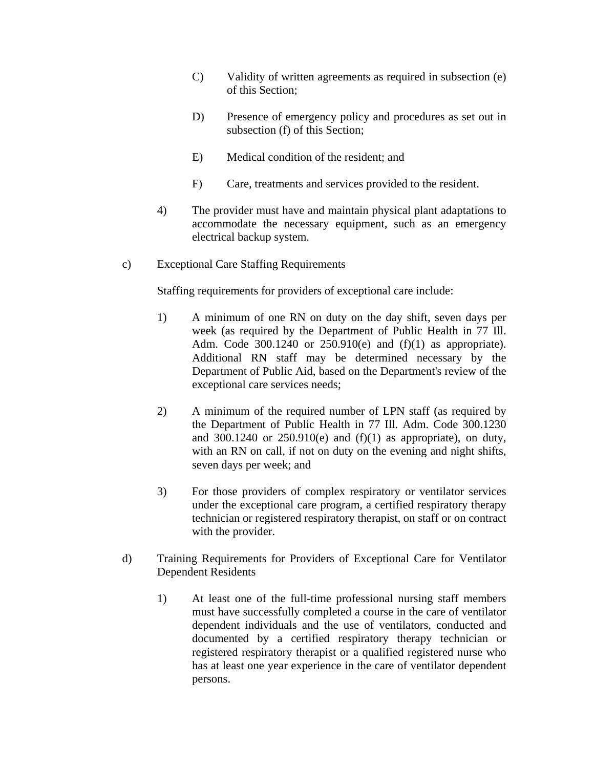C) Validity of written agreements as required in subsection (e) of this Section;

D) Presence of emergency policy and procedures as set out in subsection (f) of this Section;

E) Medical condition of the resident; and

F) Care, treatments and services provided to the resident.

4) The provider must have and maintain physical plant adaptations to accommodate the necessary equipment, such as an emergency electrical backup system.

c) Exceptional Care Staffing Requirements

Staffing requirements for providers of exceptional care include:

1) A minimum of one RN on duty on the day shift, seven days per week (as required by the Department of Public Health in 77 Ill. Adm. Code 300.1240 or 250.910(e) and (f)(1) as appropriate). Additional RN staff may be determined necessary by the Department of Public Aid, based on the Department's review of the exceptional care services needs;

2) A minimum of the required number of LPN staff (as required by the Department of Public Health in 77 Ill. Adm. Code 300.1230 and 300.1240 or 250.910(e) and (f)(1) as appropriate), on duty, with an RN on call, if not on duty on the evening and night shifts, seven days per week; and

3) For those providers of complex respiratory or ventilator services under the exceptional care program, a certified respiratory therapy technician or registered respiratory therapist, on staff or on contract with the provider.

d) Training Requirements for Providers of Exceptional Care for Ventilator Dependent Residents

1) At least one of the full-time professional nursing staff members must have successfully completed a course in the care of ventilator dependent individuals and the use of ventilators, conducted and documented by a certified respiratory therapy technician or registered respiratory therapist or a qualified registered nurse who has at least one year experience in the care of ventilator dependent persons.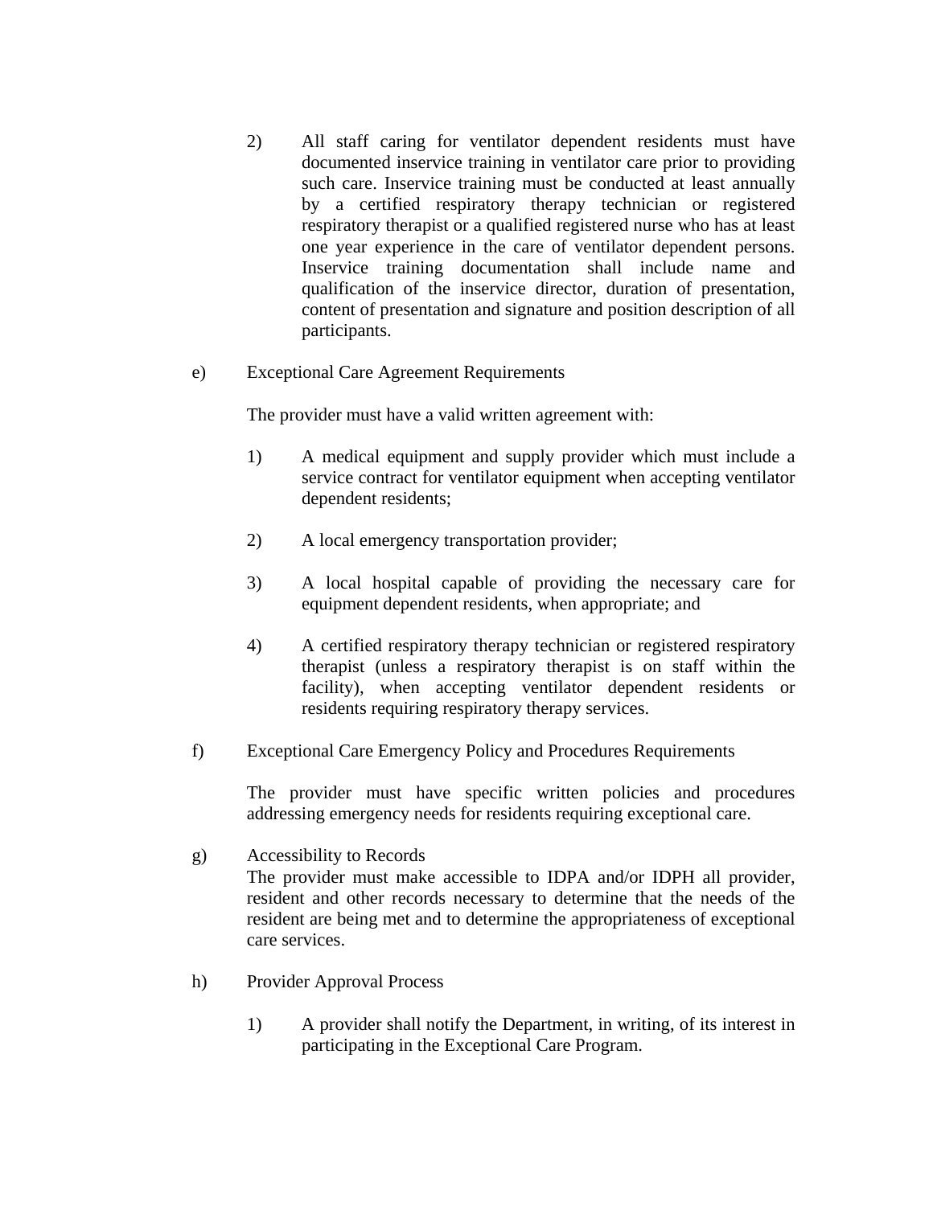2) All staff caring for ventilator dependent residents must have documented inservice training in ventilator care prior to providing such care. Inservice training must be conducted at least annually by a certified respiratory therapy technician or registered respiratory therapist or a qualified registered nurse who has at least one year experience in the care of ventilator dependent persons. Inservice training documentation shall include name and qualification of the inservice director, duration of presentation, content of presentation and signature and position description of all participants.

e) Exceptional Care Agreement Requirements

The provider must have a valid written agreement with:

1) A medical equipment and supply provider which must include a service contract for ventilator equipment when accepting ventilator dependent residents;

2) A local emergency transportation provider;

3) A local hospital capable of providing the necessary care for equipment dependent residents, when appropriate; and

4) A certified respiratory therapy technician or registered respiratory therapist (unless a respiratory therapist is on staff within the facility), when accepting ventilator dependent residents or residents requiring respiratory therapy services.

f) Exceptional Care Emergency Policy and Procedures Requirements

The provider must have specific written policies and procedures addressing emergency needs for residents requiring exceptional care.

g) Accessibility to Records
The provider must make accessible to IDPA and/or IDPH all provider, resident and other records necessary to determine that the needs of the resident are being met and to determine the appropriateness of exceptional care services.

h) Provider Approval Process

1) A provider shall notify the Department, in writing, of its interest in participating in the Exceptional Care Program.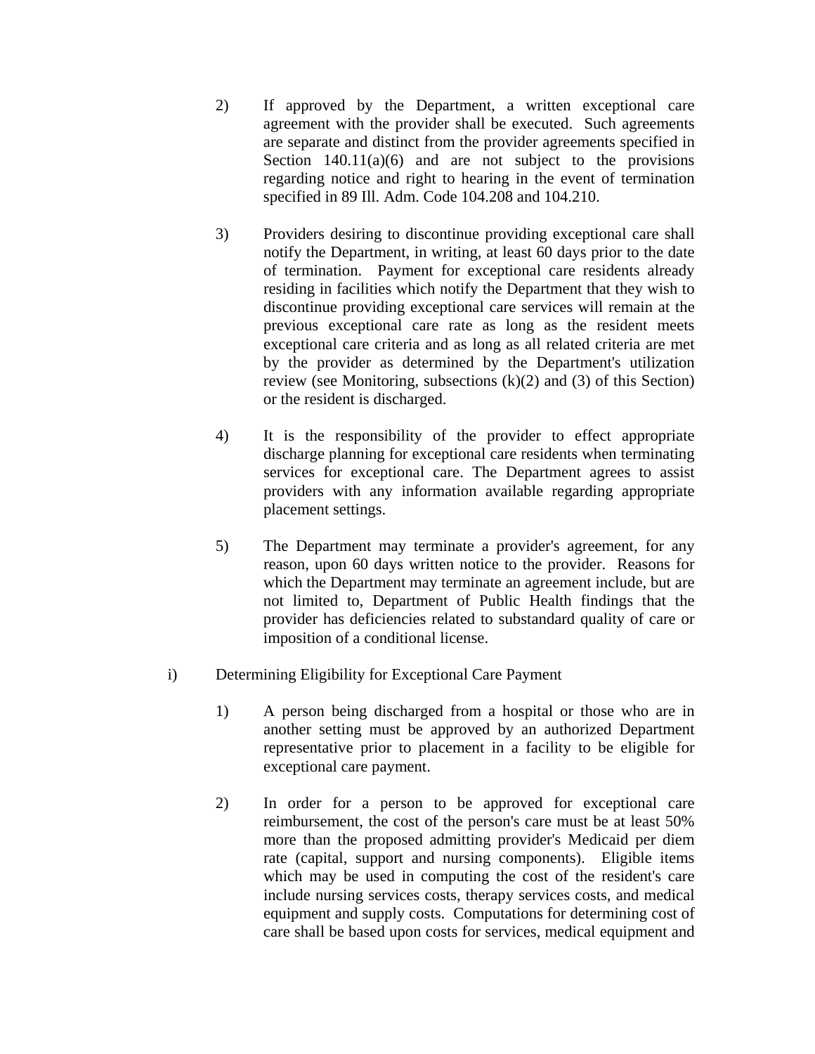2) If approved by the Department, a written exceptional care agreement with the provider shall be executed. Such agreements are separate and distinct from the provider agreements specified in Section 140.11(a)(6) and are not subject to the provisions regarding notice and right to hearing in the event of termination specified in 89 Ill. Adm. Code 104.208 and 104.210.

3) Providers desiring to discontinue providing exceptional care shall notify the Department, in writing, at least 60 days prior to the date of termination. Payment for exceptional care residents already residing in facilities which notify the Department that they wish to discontinue providing exceptional care services will remain at the previous exceptional care rate as long as the resident meets exceptional care criteria and as long as all related criteria are met by the provider as determined by the Department's utilization review (see Monitoring, subsections (k)(2) and (3) of this Section) or the resident is discharged.

4) It is the responsibility of the provider to effect appropriate discharge planning for exceptional care residents when terminating services for exceptional care. The Department agrees to assist providers with any information available regarding appropriate placement settings.

5) The Department may terminate a provider's agreement, for any reason, upon 60 days written notice to the provider. Reasons for which the Department may terminate an agreement include, but are not limited to, Department of Public Health findings that the provider has deficiencies related to substandard quality of care or imposition of a conditional license.

i) Determining Eligibility for Exceptional Care Payment

1) A person being discharged from a hospital or those who are in another setting must be approved by an authorized Department representative prior to placement in a facility to be eligible for exceptional care payment.

2) In order for a person to be approved for exceptional care reimbursement, the cost of the person's care must be at least 50% more than the proposed admitting provider's Medicaid per diem rate (capital, support and nursing components). Eligible items which may be used in computing the cost of the resident's care include nursing services costs, therapy services costs, and medical equipment and supply costs. Computations for determining cost of care shall be based upon costs for services, medical equipment and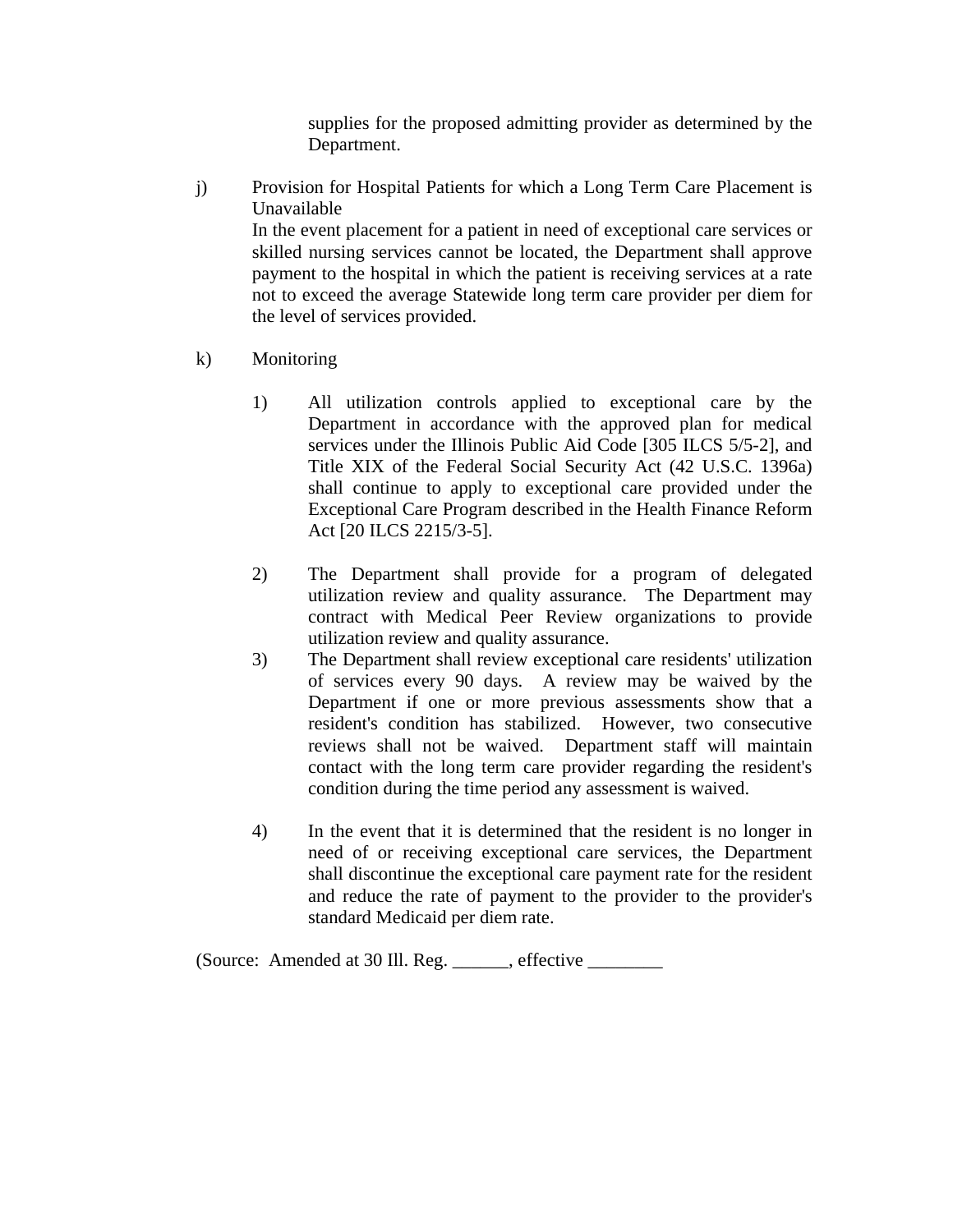supplies for the proposed admitting provider as determined by the Department.

j) Provision for Hospital Patients for which a Long Term Care Placement is Unavailable
In the event placement for a patient in need of exceptional care services or skilled nursing services cannot be located, the Department shall approve payment to the hospital in which the patient is receiving services at a rate not to exceed the average Statewide long term care provider per diem for the level of services provided.

k) Monitoring

1) All utilization controls applied to exceptional care by the Department in accordance with the approved plan for medical services under the Illinois Public Aid Code [305 ILCS 5/5-2], and Title XIX of the Federal Social Security Act (42 U.S.C. 1396a) shall continue to apply to exceptional care provided under the Exceptional Care Program described in the Health Finance Reform Act [20 ILCS 2215/3-5].

2) The Department shall provide for a program of delegated utilization review and quality assurance. The Department may contract with Medical Peer Review organizations to provide utilization review and quality assurance.

3) The Department shall review exceptional care residents' utilization of services every 90 days. A review may be waived by the Department if one or more previous assessments show that a resident's condition has stabilized. However, two consecutive reviews shall not be waived. Department staff will maintain contact with the long term care provider regarding the resident's condition during the time period any assessment is waived.

4) In the event that it is determined that the resident is no longer in need of or receiving exceptional care services, the Department shall discontinue the exceptional care payment rate for the resident and reduce the rate of payment to the provider to the provider's standard Medicaid per diem rate.

(Source: Amended at 30 Ill. Reg. ______, effective ________